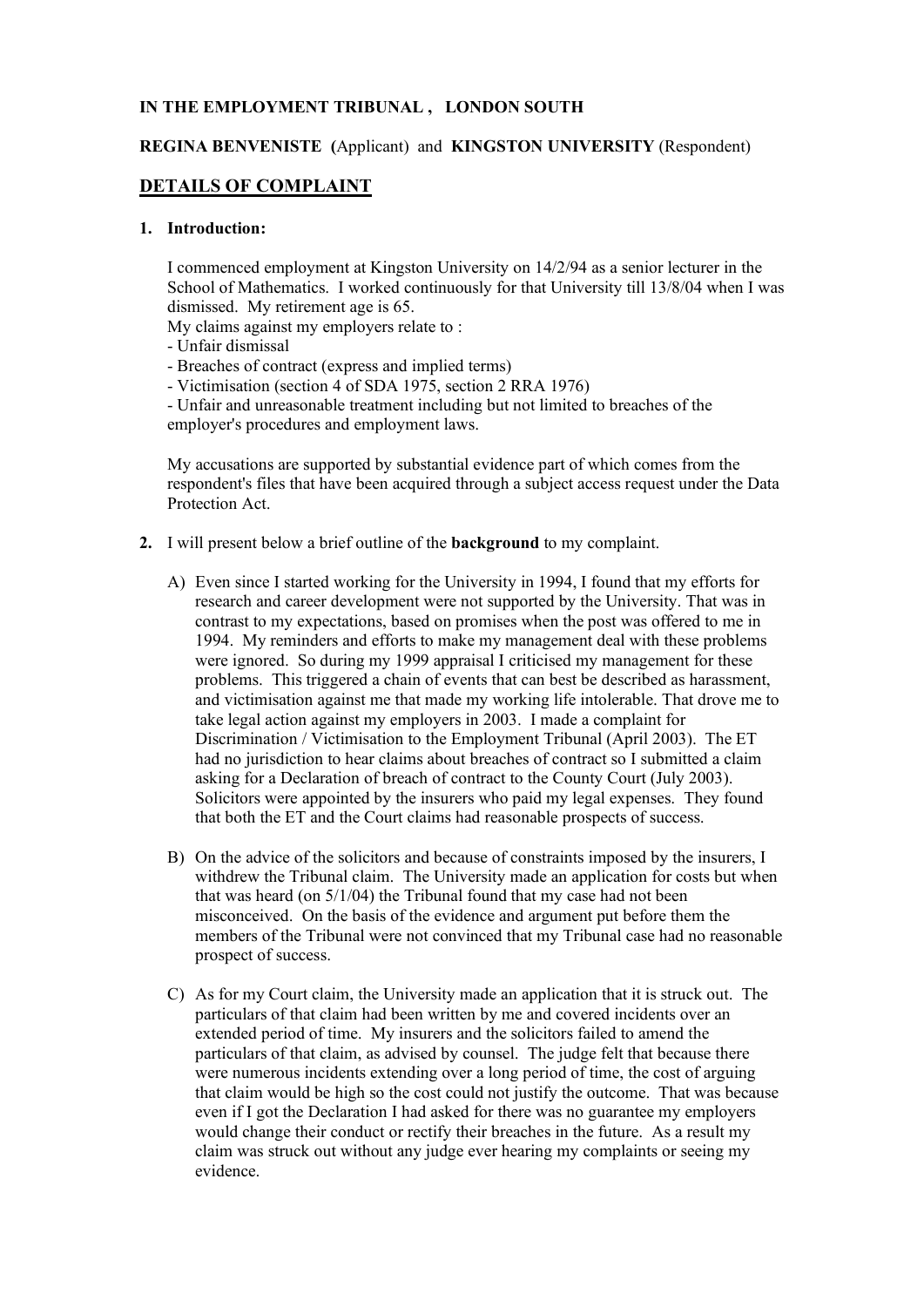**IN THE EMPLOYMENT TRIBUNAL , LONDON SOUTH**

**REGINA BENVENISTE (**Applicant) and **KINGSTON UNIVERSITY** (Respondent)

## DETAILS OF COMPLAINT

**1. Introduction:**

I commenced employment at Kingston University on 14/2/94 as a senior lecturer in the School of Mathematics. I worked continuously for that University till 13/8/04 when I was dismissed. My retirement age is 65.
My claims against my employers relate to :
- Unfair dismissal
- Breaches of contract (express and implied terms)
- Victimisation (section 4 of SDA 1975, section 2 RRA 1976)
- Unfair and unreasonable treatment including but not limited to breaches of the employer's procedures and employment laws.

My accusations are supported by substantial evidence part of which comes from the respondent's files that have been acquired through a subject access request under the Data Protection Act.

**2.** I will present below a brief outline of the **background** to my complaint.

A) Even since I started working for the University in 1994, I found that my efforts for research and career development were not supported by the University. That was in contrast to my expectations, based on promises when the post was offered to me in 1994. My reminders and efforts to make my management deal with these problems were ignored. So during my 1999 appraisal I criticised my management for these problems. This triggered a chain of events that can best be described as harassment, and victimisation against me that made my working life intolerable. That drove me to take legal action against my employers in 2003. I made a complaint for Discrimination / Victimisation to the Employment Tribunal (April 2003). The ET had no jurisdiction to hear claims about breaches of contract so I submitted a claim asking for a Declaration of breach of contract to the County Court (July 2003). Solicitors were appointed by the insurers who paid my legal expenses. They found that both the ET and the Court claims had reasonable prospects of success.

B) On the advice of the solicitors and because of constraints imposed by the insurers, I withdrew the Tribunal claim. The University made an application for costs but when that was heard (on 5/1/04) the Tribunal found that my case had not been misconceived. On the basis of the evidence and argument put before them the members of the Tribunal were not convinced that my Tribunal case had no reasonable prospect of success.

C) As for my Court claim, the University made an application that it is struck out. The particulars of that claim had been written by me and covered incidents over an extended period of time. My insurers and the solicitors failed to amend the particulars of that claim, as advised by counsel. The judge felt that because there were numerous incidents extending over a long period of time, the cost of arguing that claim would be high so the cost could not justify the outcome. That was because even if I got the Declaration I had asked for there was no guarantee my employers would change their conduct or rectify their breaches in the future. As a result my claim was struck out without any judge ever hearing my complaints or seeing my evidence.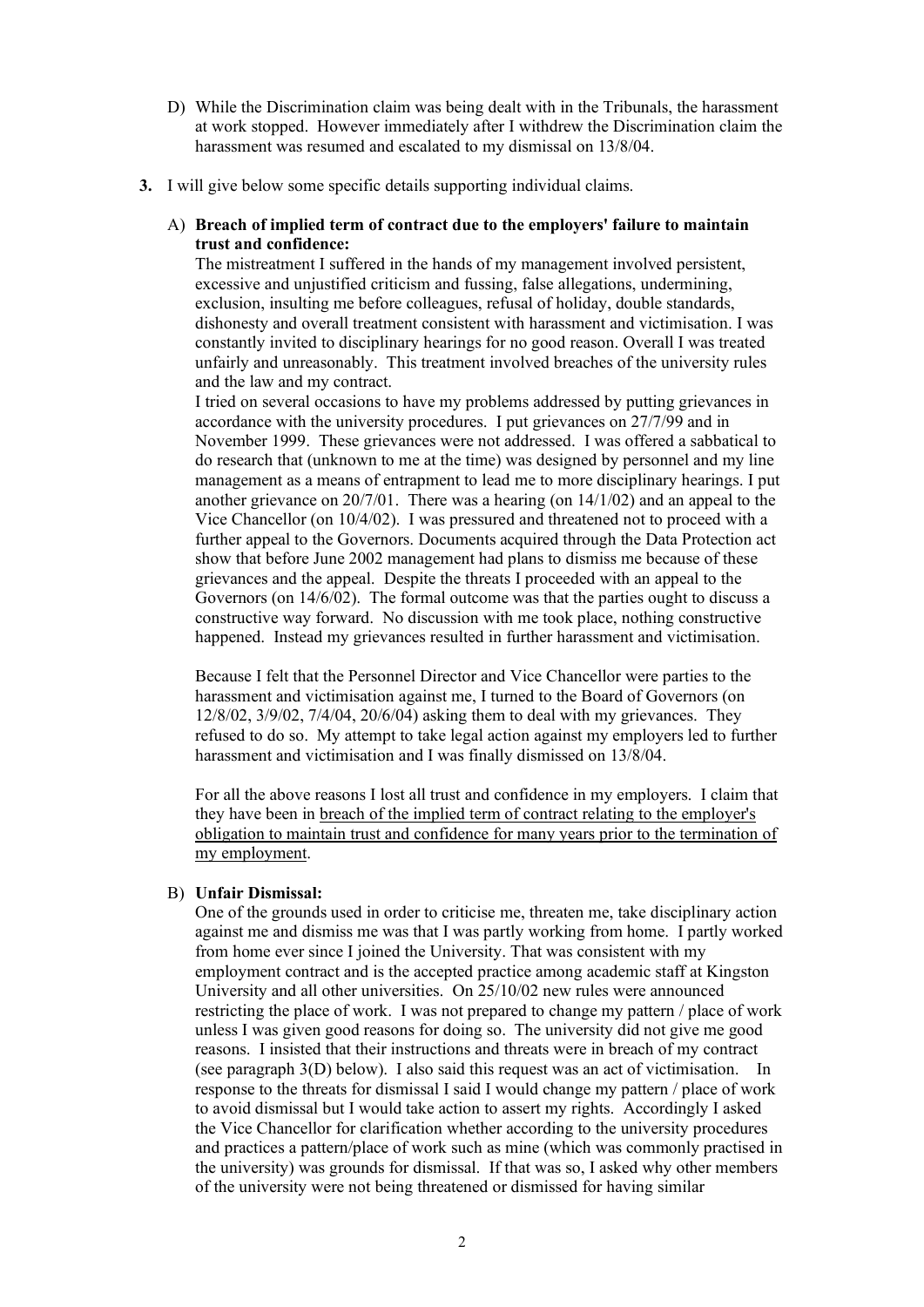D) While the Discrimination claim was being dealt with in the Tribunals, the harassment at work stopped. However immediately after I withdrew the Discrimination claim the harassment was resumed and escalated to my dismissal on 13/8/04.

**3.** I will give below some specific details supporting individual claims.

A) **Breach of implied term of contract due to the employers' failure to maintain trust and confidence:**
The mistreatment I suffered in the hands of my management involved persistent, excessive and unjustified criticism and fussing, false allegations, undermining, exclusion, insulting me before colleagues, refusal of holiday, double standards, dishonesty and overall treatment consistent with harassment and victimisation. I was constantly invited to disciplinary hearings for no good reason. Overall I was treated unfairly and unreasonably. This treatment involved breaches of the university rules and the law and my contract.
I tried on several occasions to have my problems addressed by putting grievances in accordance with the university procedures. I put grievances on 27/7/99 and in November 1999. These grievances were not addressed. I was offered a sabbatical to do research that (unknown to me at the time) was designed by personnel and my line management as a means of entrapment to lead me to more disciplinary hearings. I put another grievance on 20/7/01. There was a hearing (on 14/1/02) and an appeal to the Vice Chancellor (on 10/4/02). I was pressured and threatened not to proceed with a further appeal to the Governors. Documents acquired through the Data Protection act show that before June 2002 management had plans to dismiss me because of these grievances and the appeal. Despite the threats I proceeded with an appeal to the Governors (on 14/6/02). The formal outcome was that the parties ought to discuss a constructive way forward. No discussion with me took place, nothing constructive happened. Instead my grievances resulted in further harassment and victimisation.

Because I felt that the Personnel Director and Vice Chancellor were parties to the harassment and victimisation against me, I turned to the Board of Governors (on 12/8/02, 3/9/02, 7/4/04, 20/6/04) asking them to deal with my grievances. They refused to do so. My attempt to take legal action against my employers led to further harassment and victimisation and I was finally dismissed on 13/8/04.

For all the above reasons I lost all trust and confidence in my employers. I claim that they have been in <u>breach of the implied term of contract relating to the employer's obligation to maintain trust and confidence for many years prior to the termination of my employment</u>.

B) **Unfair Dismissal:**
One of the grounds used in order to criticise me, threaten me, take disciplinary action against me and dismiss me was that I was partly working from home. I partly worked from home ever since I joined the University. That was consistent with my employment contract and is the accepted practice among academic staff at Kingston University and all other universities. On 25/10/02 new rules were announced restricting the place of work. I was not prepared to change my pattern / place of work unless I was given good reasons for doing so. The university did not give me good reasons. I insisted that their instructions and threats were in breach of my contract (see paragraph 3(D) below). I also said this request was an act of victimisation. In response to the threats for dismissal I said I would change my pattern / place of work to avoid dismissal but I would take action to assert my rights. Accordingly I asked the Vice Chancellor for clarification whether according to the university procedures and practices a pattern/place of work such as mine (which was commonly practised in the university) was grounds for dismissal. If that was so, I asked why other members of the university were not being threatened or dismissed for having similar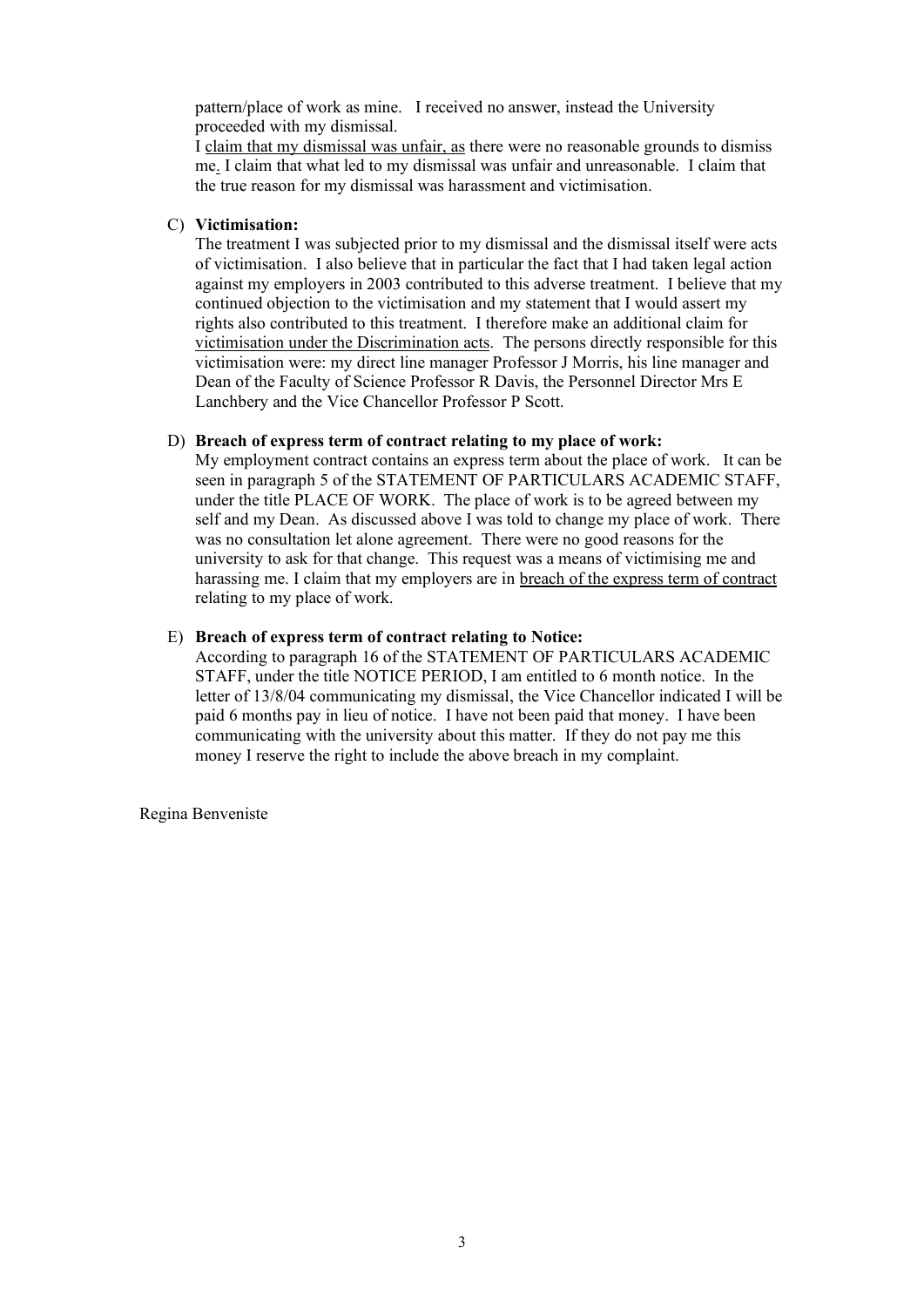pattern/place of work as mine. I received no answer, instead the University proceeded with my dismissal.

I claim that my dismissal was unfair, as there were no reasonable grounds to dismiss me. I claim that what led to my dismissal was unfair and unreasonable. I claim that the true reason for my dismissal was harassment and victimisation.

C) **Victimisation:**

The treatment I was subjected prior to my dismissal and the dismissal itself were acts of victimisation. I also believe that in particular the fact that I had taken legal action against my employers in 2003 contributed to this adverse treatment. I believe that my continued objection to the victimisation and my statement that I would assert my rights also contributed to this treatment. I therefore make an additional claim for victimisation under the Discrimination acts. The persons directly responsible for this victimisation were: my direct line manager Professor J Morris, his line manager and Dean of the Faculty of Science Professor R Davis, the Personnel Director Mrs E Lanchbery and the Vice Chancellor Professor P Scott.

D) **Breach of express term of contract relating to my place of work:**

My employment contract contains an express term about the place of work. It can be seen in paragraph 5 of the STATEMENT OF PARTICULARS ACADEMIC STAFF, under the title PLACE OF WORK. The place of work is to be agreed between my self and my Dean. As discussed above I was told to change my place of work. There was no consultation let alone agreement. There were no good reasons for the university to ask for that change. This request was a means of victimising me and harassing me. I claim that my employers are in breach of the express term of contract relating to my place of work.

E) **Breach of express term of contract relating to Notice:**

According to paragraph 16 of the STATEMENT OF PARTICULARS ACADEMIC STAFF, under the title NOTICE PERIOD, I am entitled to 6 month notice. In the letter of 13/8/04 communicating my dismissal, the Vice Chancellor indicated I will be paid 6 months pay in lieu of notice. I have not been paid that money. I have been communicating with the university about this matter. If they do not pay me this money I reserve the right to include the above breach in my complaint.

Regina Benveniste